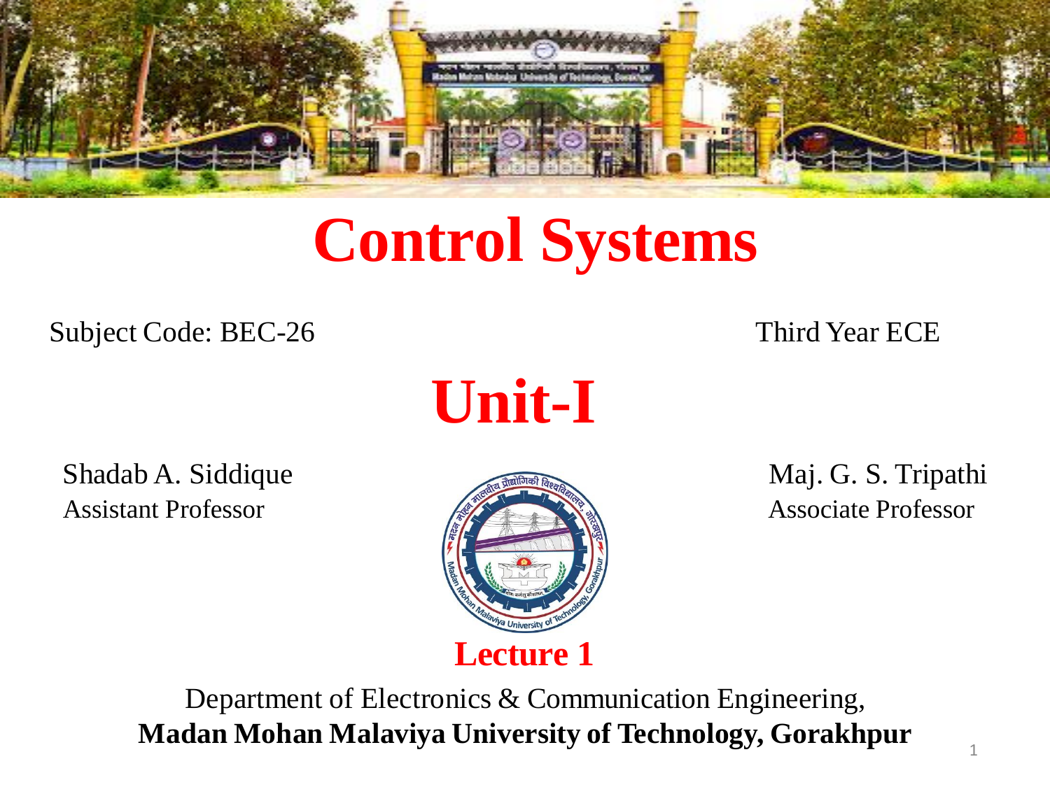# Control Systems

Subject Code: BEC-26

Third Year ECE

## Unit-I

Shadab A. Siddique
Assistant Professor

Maj. G. S. Tripathi
Associate Professor

**Lecture 1**

Department of Electronics & Communication Engineering,
**Madan Mohan Malaviya University of Technology, Gorakhpur**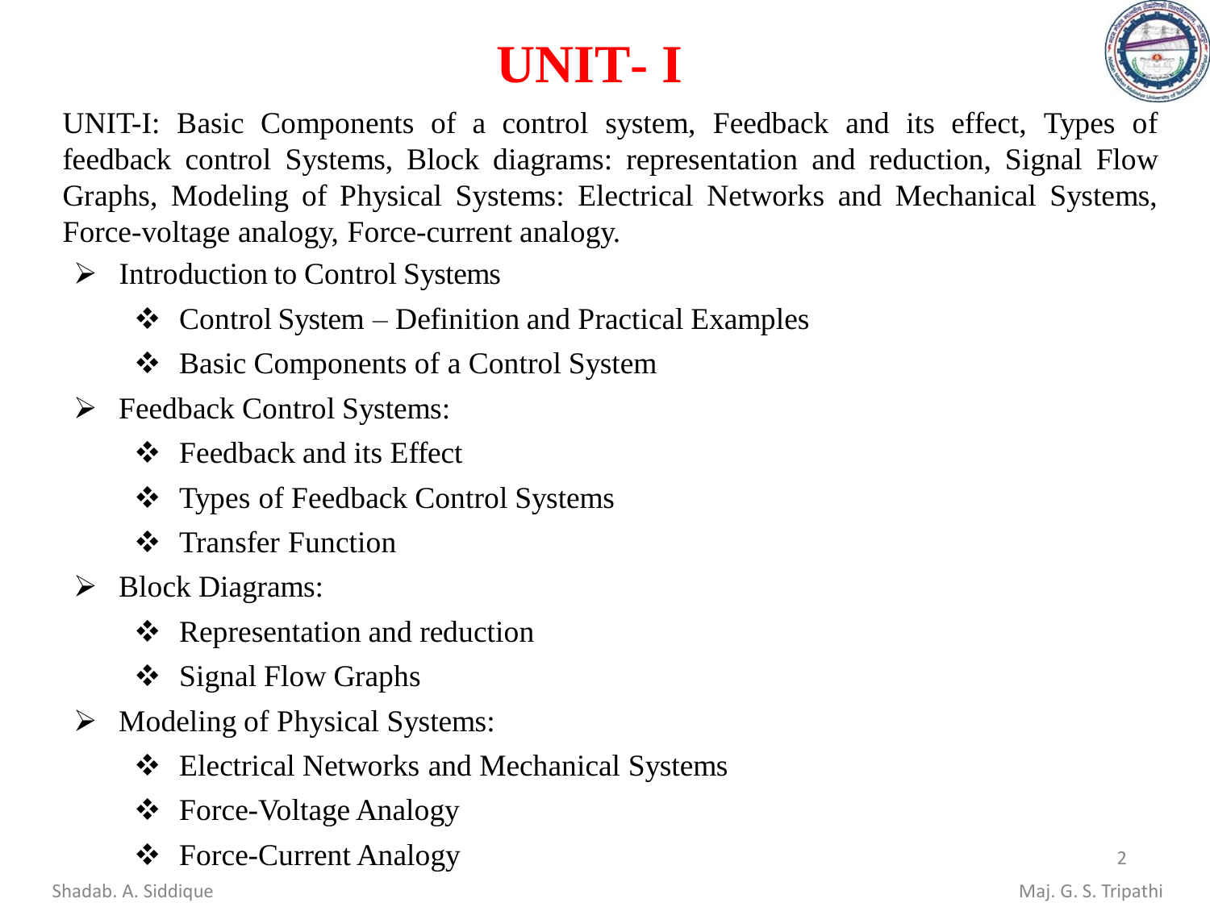# UNIT- I

UNIT-I: Basic Components of a control system, Feedback and its effect, Types of feedback control Systems, Block diagrams: representation and reduction, Signal Flow Graphs, Modeling of Physical Systems: Electrical Networks and Mechanical Systems, Force-voltage analogy, Force-current analogy.

- Introduction to Control Systems
  - Control System – Definition and Practical Examples
  - Basic Components of a Control System
- Feedback Control Systems:
  - Feedback and its Effect
  - Types of Feedback Control Systems
  - Transfer Function
- Block Diagrams:
  - Representation and reduction
  - Signal Flow Graphs
- Modeling of Physical Systems:
  - Electrical Networks and Mechanical Systems
  - Force-Voltage Analogy
  - Force-Current Analogy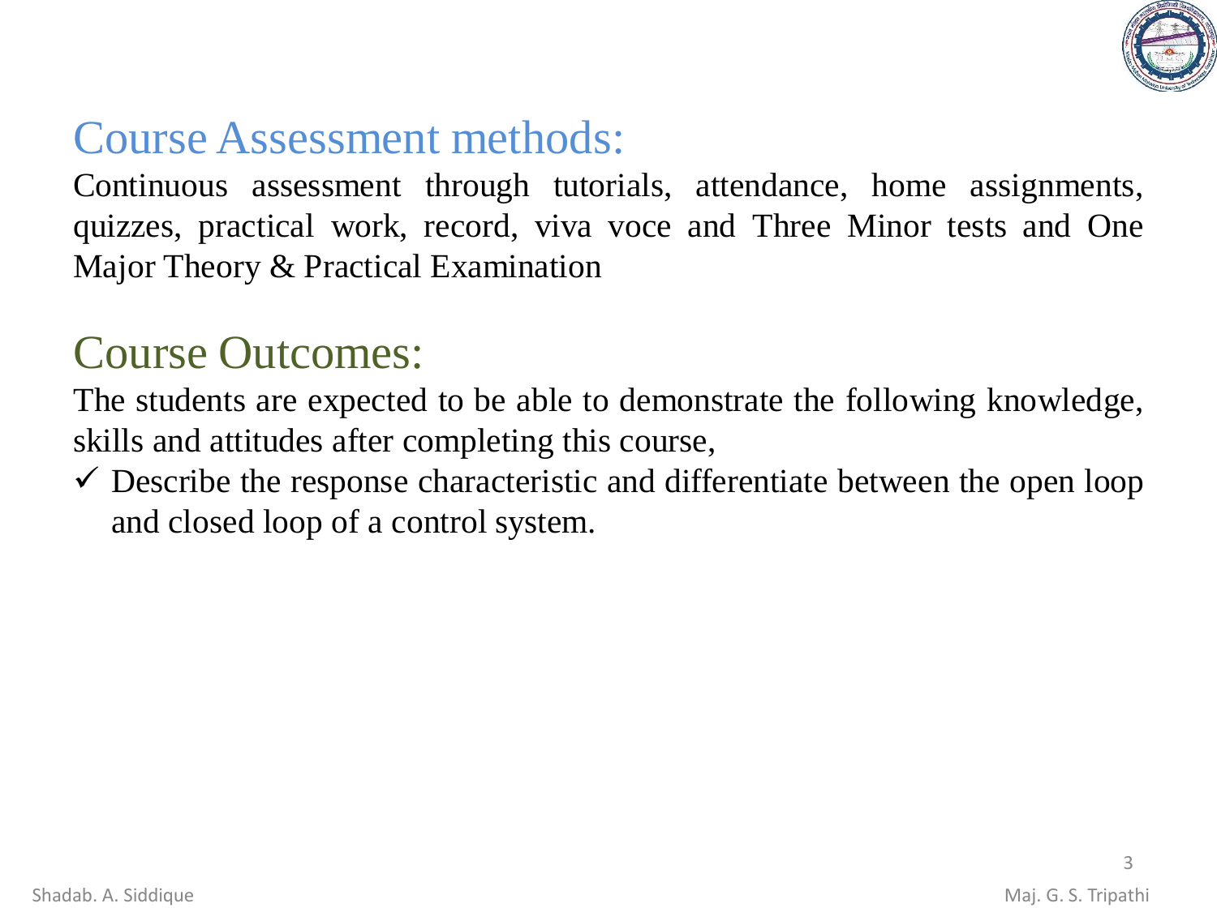## Course Assessment methods:

Continuous assessment through tutorials, attendance, home assignments, quizzes, practical work, record, viva voce and Three Minor tests and One Major Theory & Practical Examination

## Course Outcomes:

The students are expected to be able to demonstrate the following knowledge, skills and attitudes after completing this course,

- ✓ Describe the response characteristic and differentiate between the open loop and closed loop of a control system.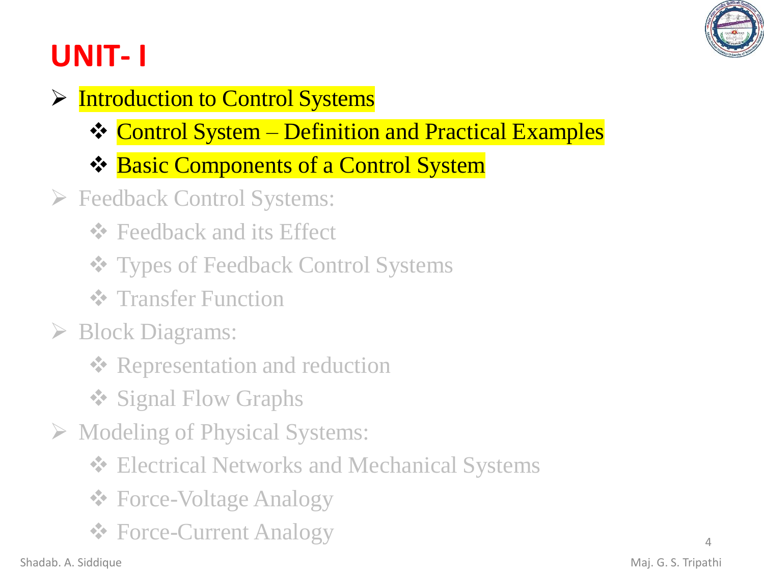# UNIT- I

- Introduction to Control Systems
  - Control System – Definition and Practical Examples
  - Basic Components of a Control System
- Feedback Control Systems:
  - Feedback and its Effect
  - Types of Feedback Control Systems
  - Transfer Function
- Block Diagrams:
  - Representation and reduction
  - Signal Flow Graphs
- Modeling of Physical Systems:
  - Electrical Networks and Mechanical Systems
  - Force-Voltage Analogy
  - Force-Current Analogy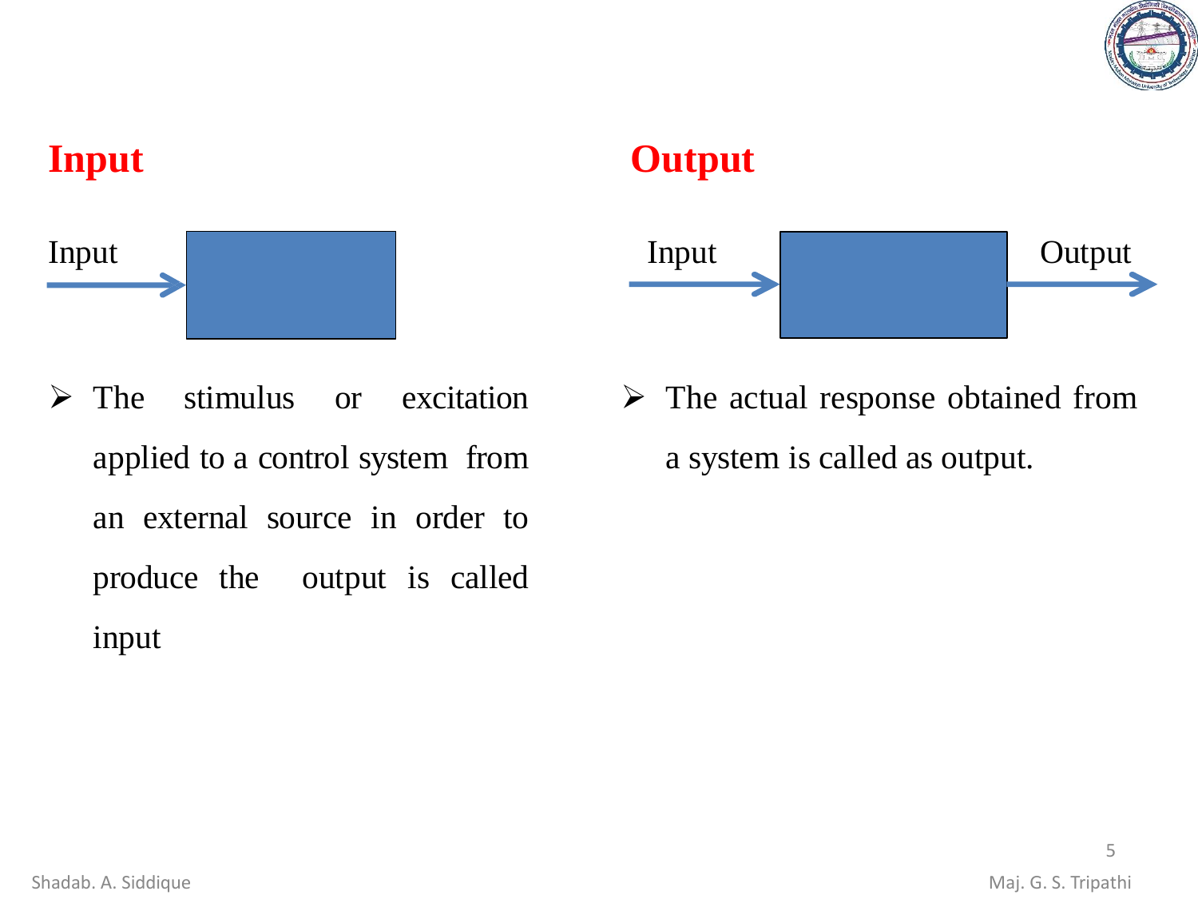## Input

Input

- The stimulus or excitation applied to a control system from an external source in order to produce the output is called input

## Output

Input Output

- The actual response obtained from a system is called as output.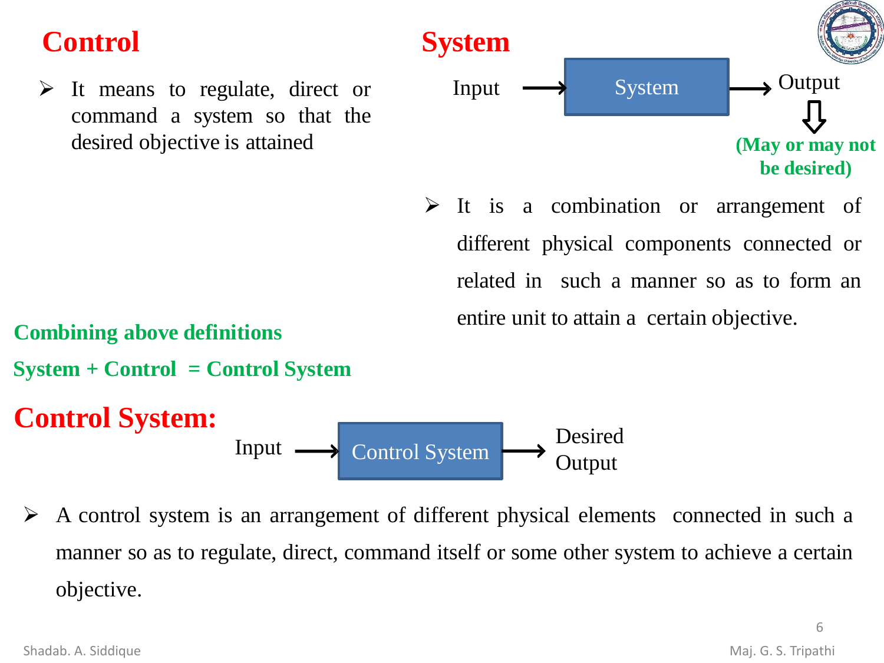## Control

- It means to regulate, direct or command a system so that the desired objective is attained

## System

Input → System → Output

⇩

**(May or may not be desired)**

- It is a combination or arrangement of different physical components connected or related in such a manner so as to form an entire unit to attain a certain objective.

**Combining above definitions**

**System + Control = Control System**

## Control System:

Input → Control System → Desired Output

- A control system is an arrangement of different physical elements connected in such a manner so as to regulate, direct, command itself or some other system to achieve a certain objective.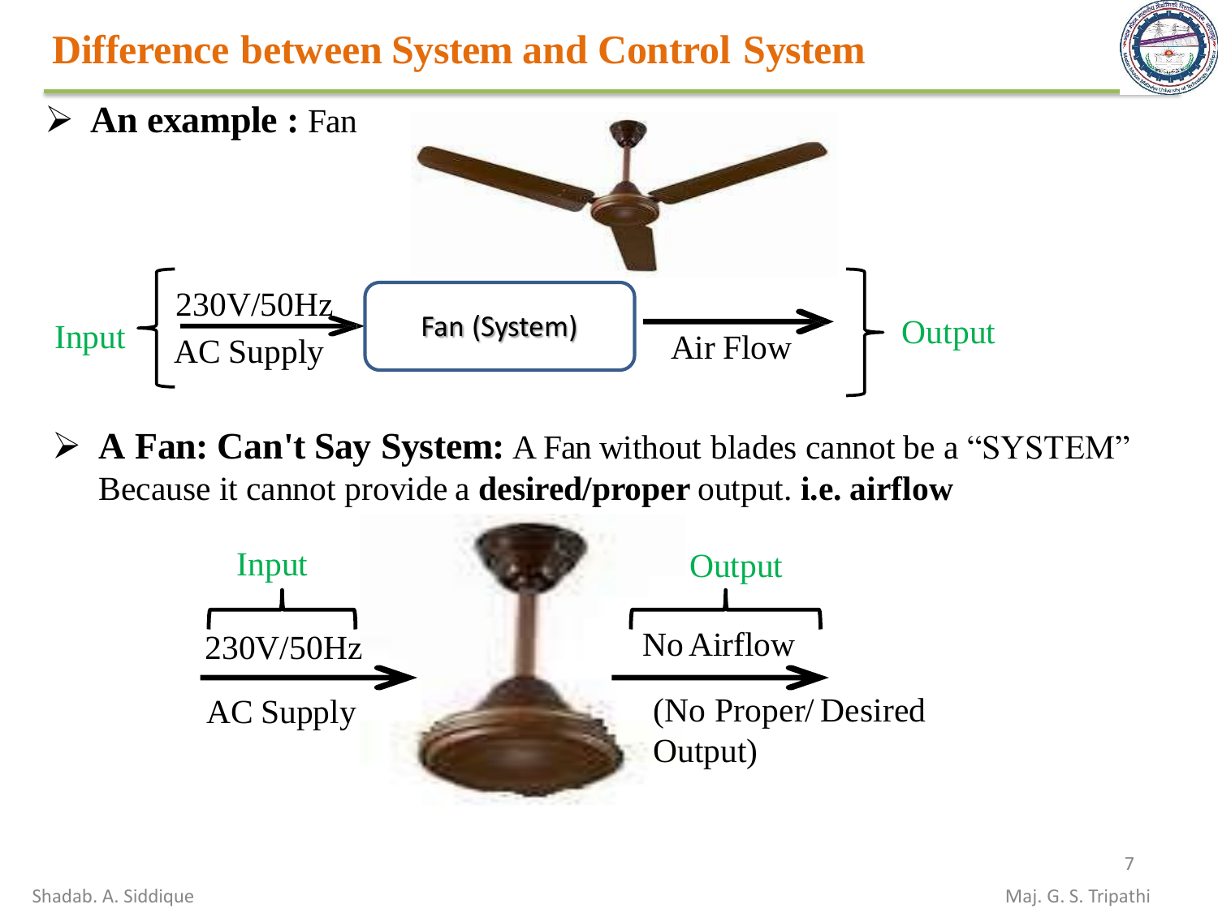# Difference between System and Control System

- **An example :** Fan

Input { 230V/50Hz AC Supply → **Fan (System)** → Air Flow } Output

- **A Fan: Can't Say System:** A Fan without blades cannot be a "SYSTEM" Because it cannot provide a **desired/proper** output. **i.e. airflow**

Input: 230V/50Hz AC Supply →

Output: No Airflow (No Proper/ Desired Output)

Shadab. A. Siddique

Maj. G. S. Tripathi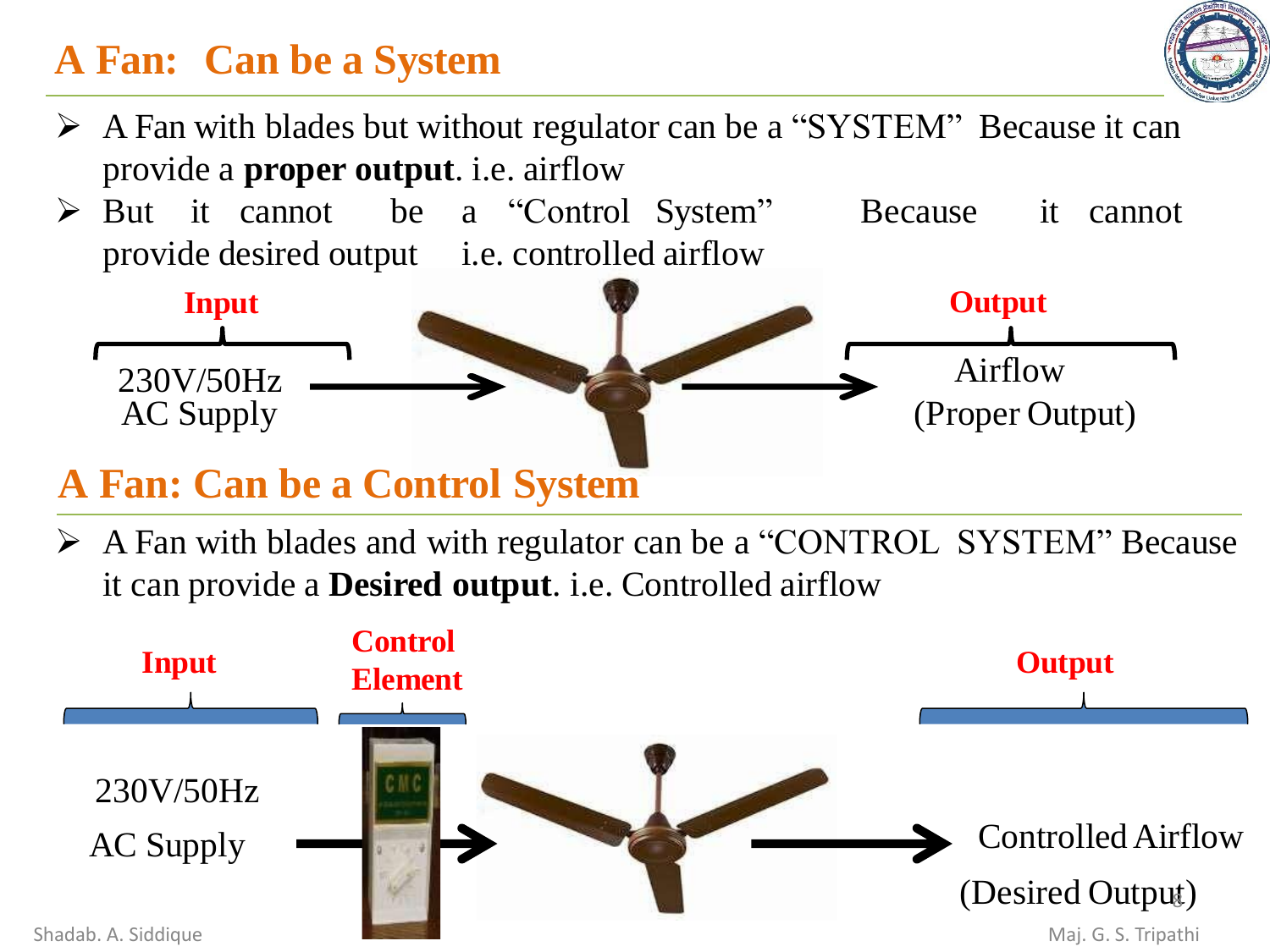## A Fan: Can be a System

- A Fan with blades but without regulator can be a "SYSTEM" Because it can provide a **proper output**. i.e. airflow
- But it cannot be a "Control System" Because it cannot provide desired output i.e. controlled airflow

**Input**

230V/50Hz AC Supply → → **Output**

Airflow (Proper Output)

## A Fan: Can be a Control System

- A Fan with blades and with regulator can be a "CONTROL SYSTEM" Because it can provide a **Desired output**. i.e. Controlled airflow

**Input**

230V/50Hz AC Supply → **Control Element** → → **Output**

Controlled Airflow (Desired Output)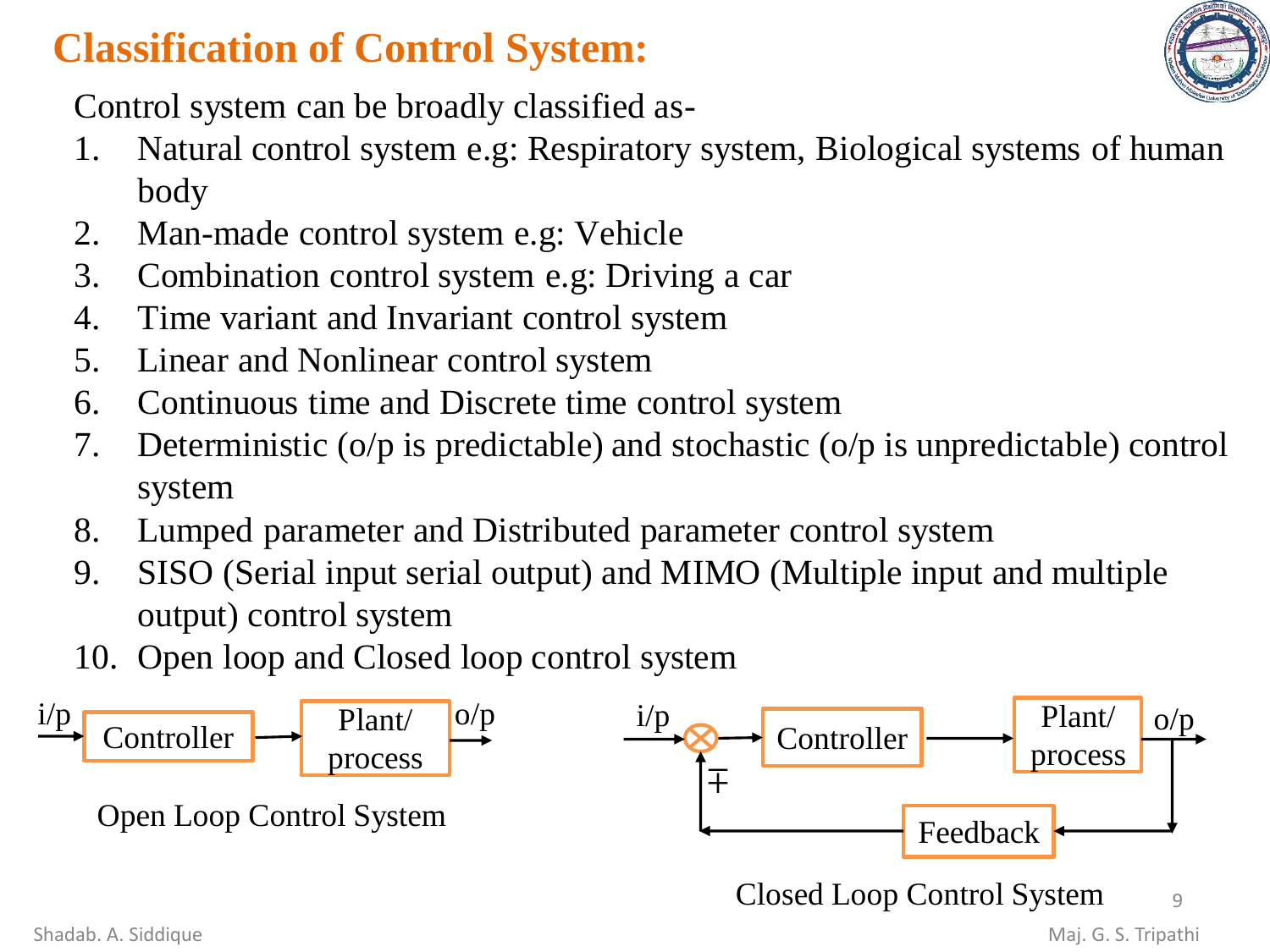## Classification of Control System:

Control system can be broadly classified as-

1. Natural control system e.g: Respiratory system, Biological systems of human body
2. Man-made control system e.g: Vehicle
3. Combination control system e.g: Driving a car
4. Time variant and Invariant control system
5. Linear and Nonlinear control system
6. Continuous time and Discrete time control system
7. Deterministic (o/p is predictable) and stochastic (o/p is unpredictable) control system
8. Lumped parameter and Distributed parameter control system
9. SISO (Serial input serial output) and MIMO (Multiple input and multiple output) control system
10. Open loop and Closed loop control system

i/p
Controller
Plant/ process
o/p

Open Loop Control System

i/p
$\mp$
Controller
Plant/ process
o/p
Feedback

Closed Loop Control System